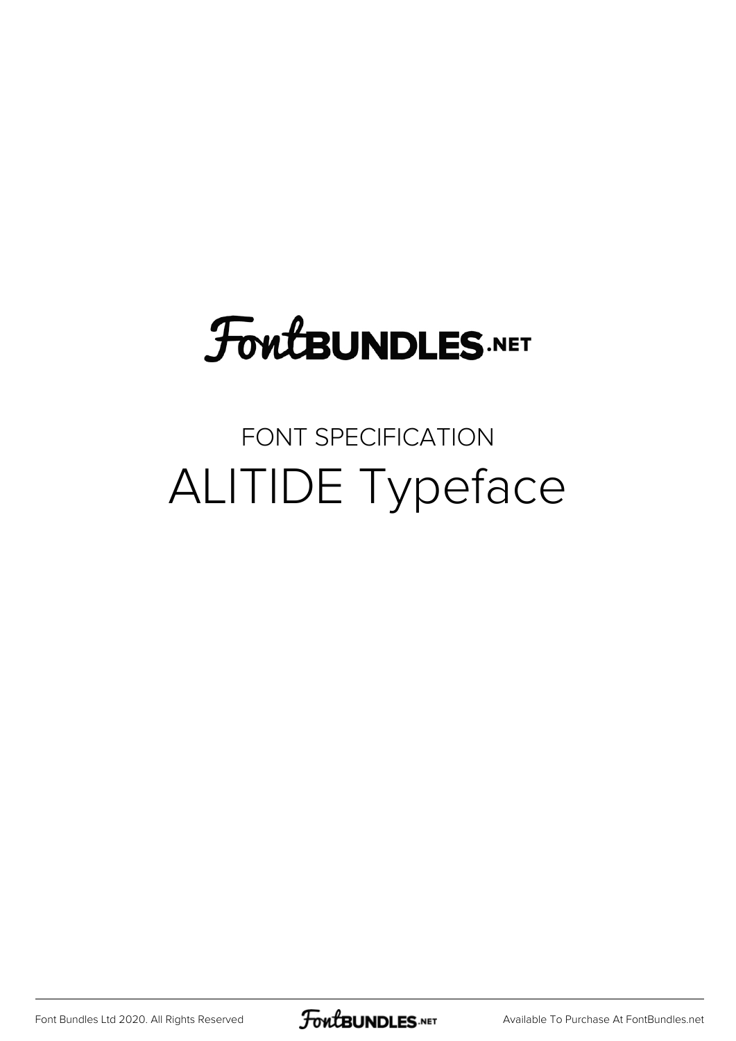FontBundles.net

FONT SPECIFICATION

# ALITIDE Typeface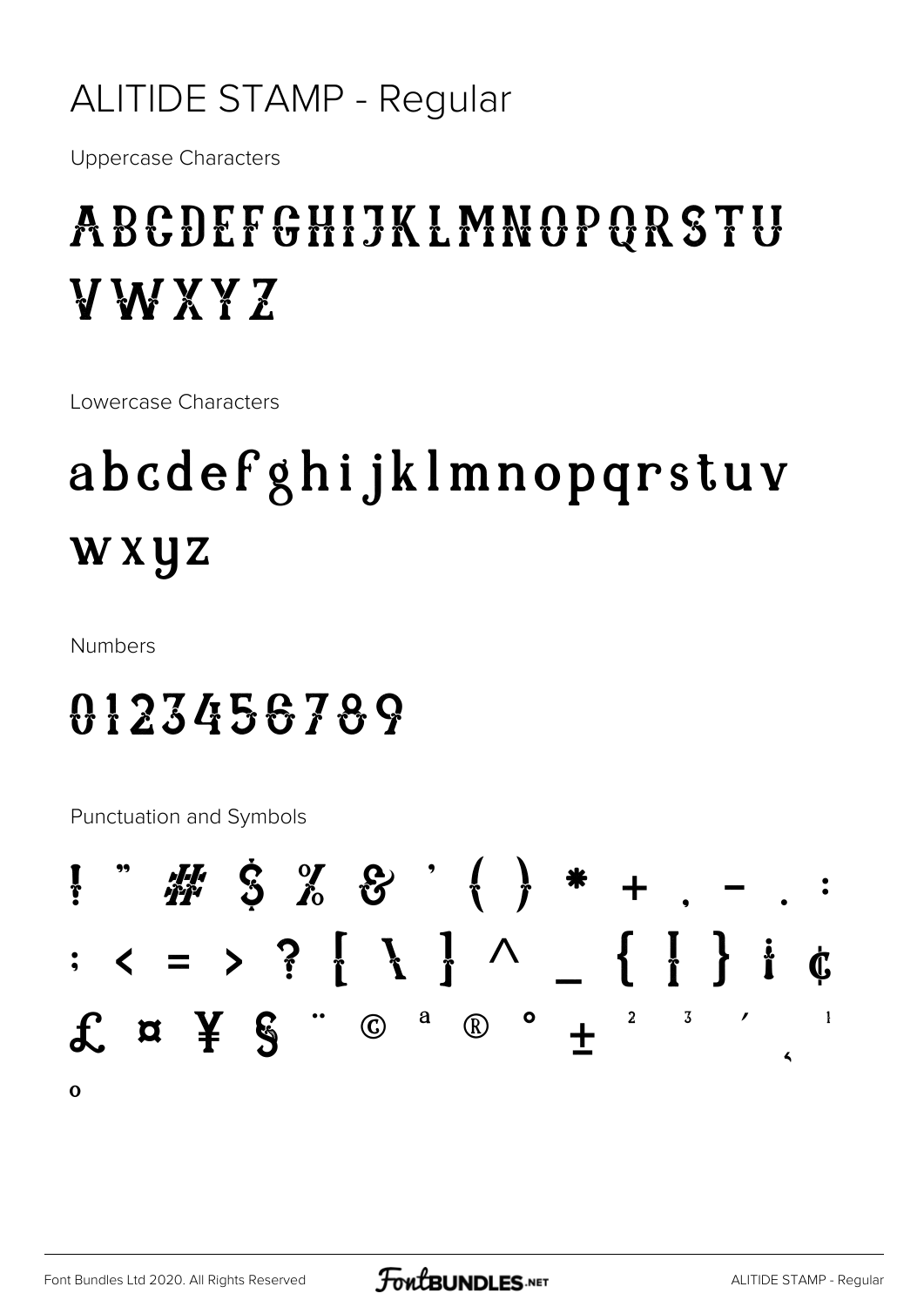# ALITIDE STAMP - Regular

Uppercase Characters

ABCDEFGHIJKLMNOPQRSTU VWXYZ

Lowercase Characters

abcdefghijklmnopqrstuv wxyz

Numbers

0123456789

Punctuation and Symbols

! " # $ % & ' ( ) * + , - . : ; < = > ? [ \ ] ^ _ { | } ¡ ¢ £ ¤ ¥ § ¨ © ª ® ° ± ² ³ ´ ¸ ¹ º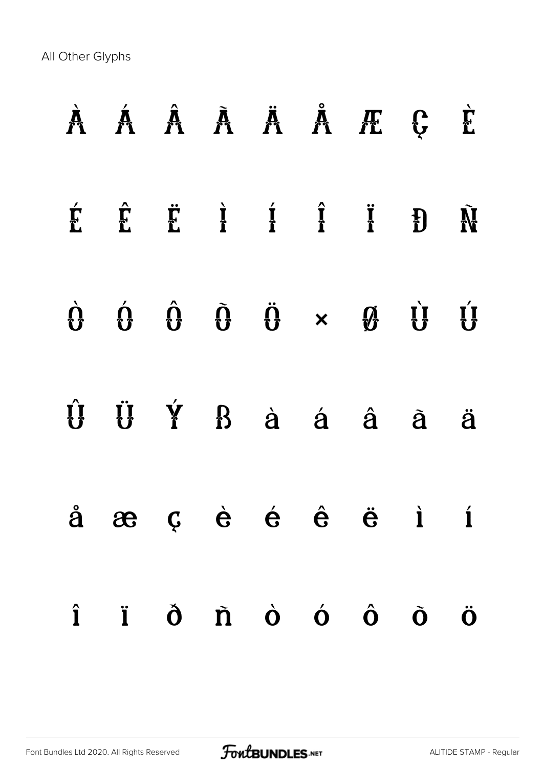All Other Glyphs

À Á Â Ã Ä Å Æ Ç È

É Ê Ë Ì Í Î Ï Ð Ñ

Ò Ó Ô Õ Ö × Ø Ù Ú

Û Ü Ý ß à á â ã ä

å æ ç è é ê ë ì í

î ï ð ñ ò ó ô õ ö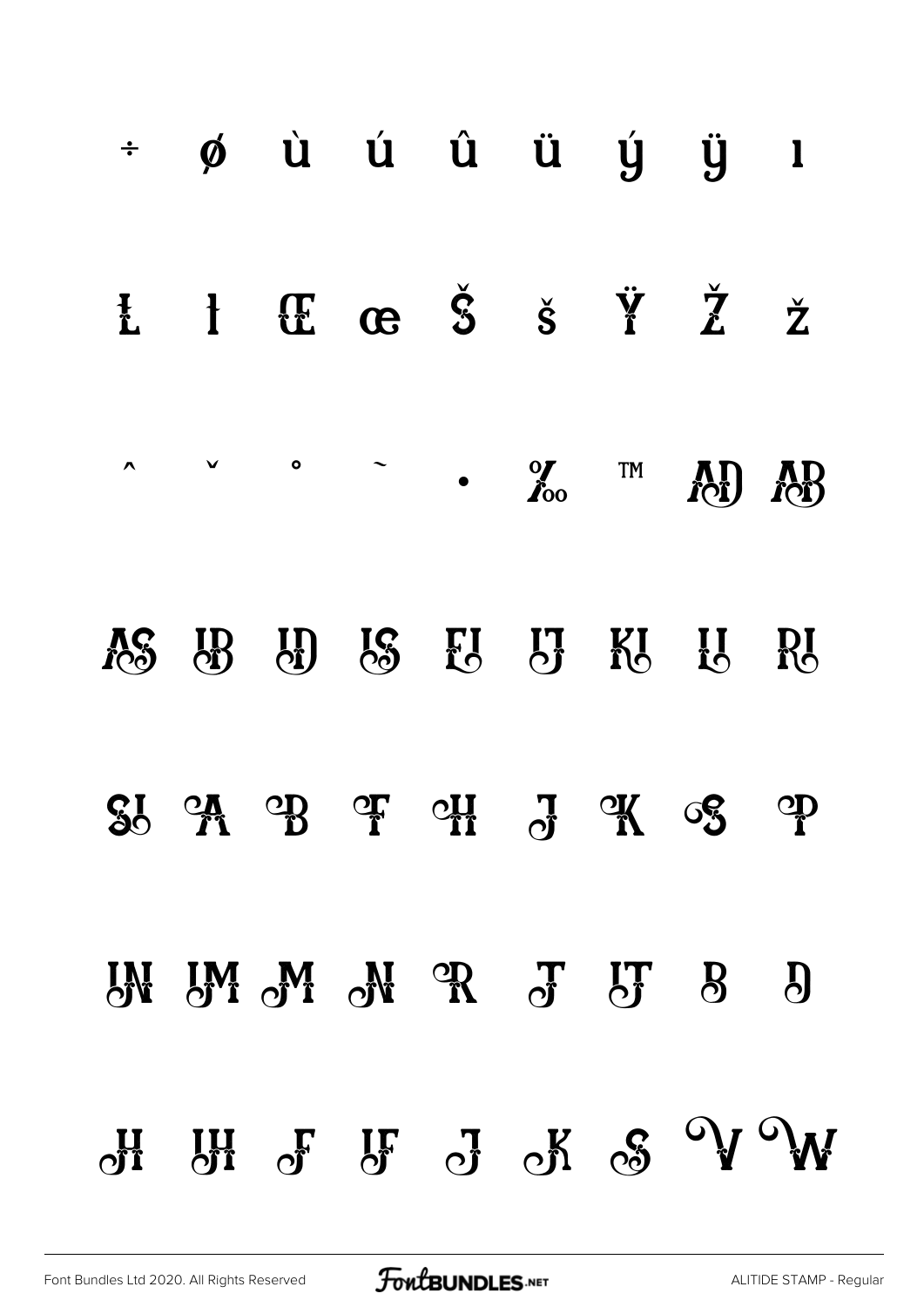÷ ø ù ú û ü ý ÿ ı

Ł ł Œ œ Š š Ÿ Ž ž

^ ˇ ° ~ . ‰ ™ AD AB

AS IB ID IS EI IJ KI LI RI

SI A B F H J K S P

IN IM M N R T IT B D

H IH F IF J K S V W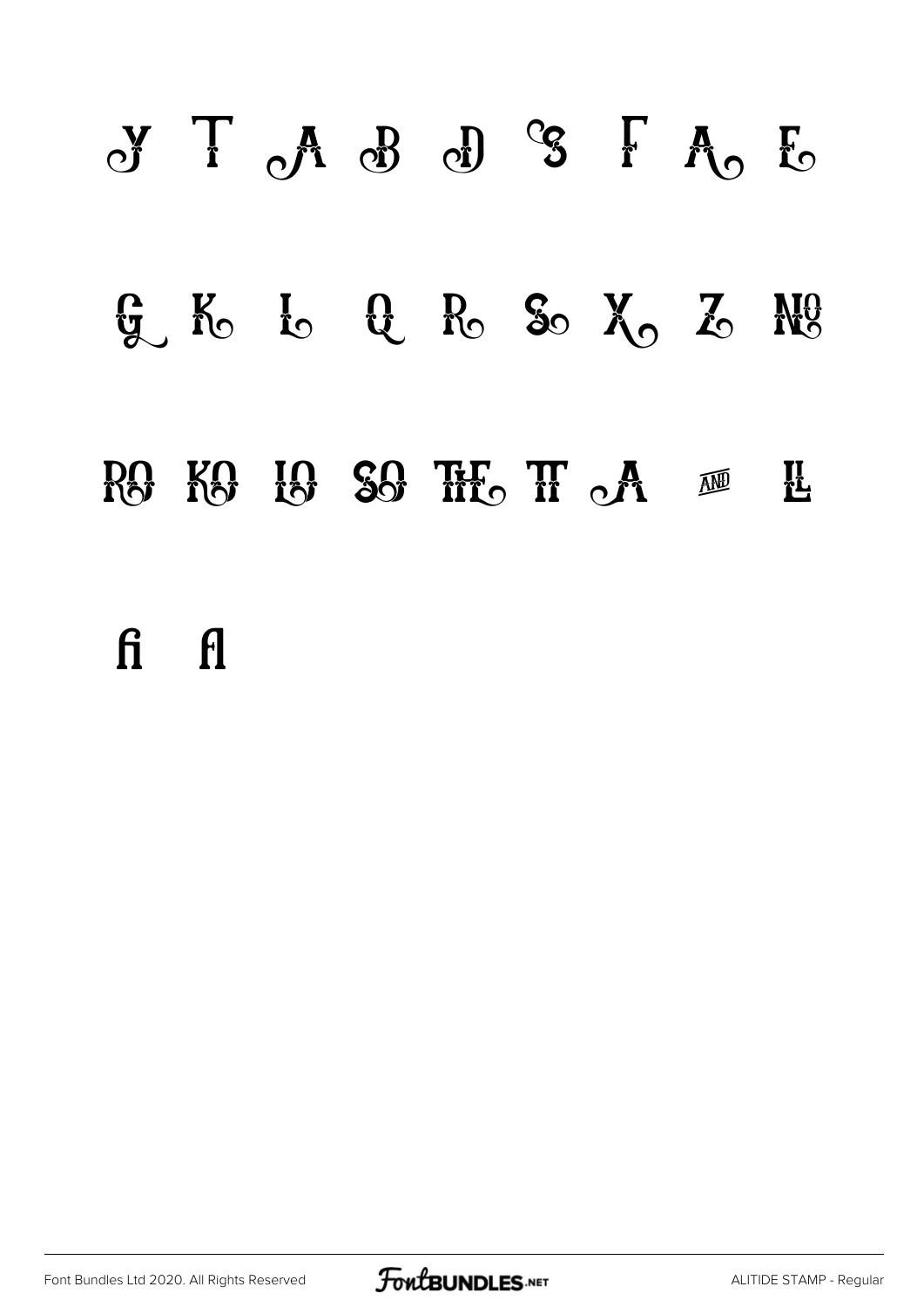Y T A B D S F A E

G K L Q R S X Z №

RO KO LO SO THE TT A AND IL

fi fl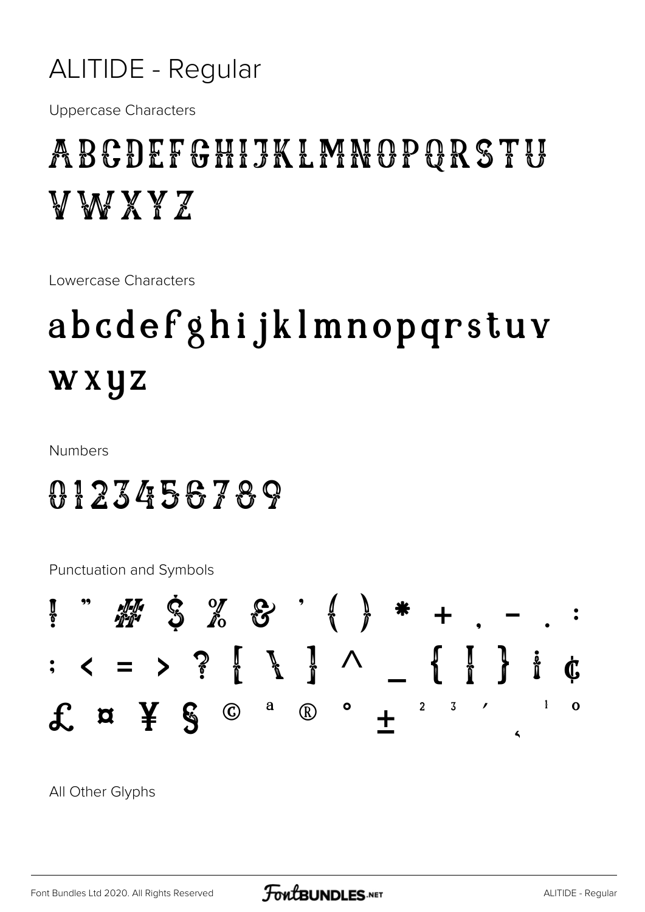# ALITIDE - Regular

Uppercase Characters

ABCDEFGHIJKLMNOPQRSTU VWXYZ

Lowercase Characters

abcdefghijklmnopqrstuv wxyz

Numbers

0123456789

Punctuation and Symbols

! " # $ % & ' ( ) * + , - . : ; < = > ? [ \ ] ^ _ { | } ¡ ¢ £ ¤ ¥ § © ª ® ° ± ² ³ ´ ¸ ¹ º

All Other Glyphs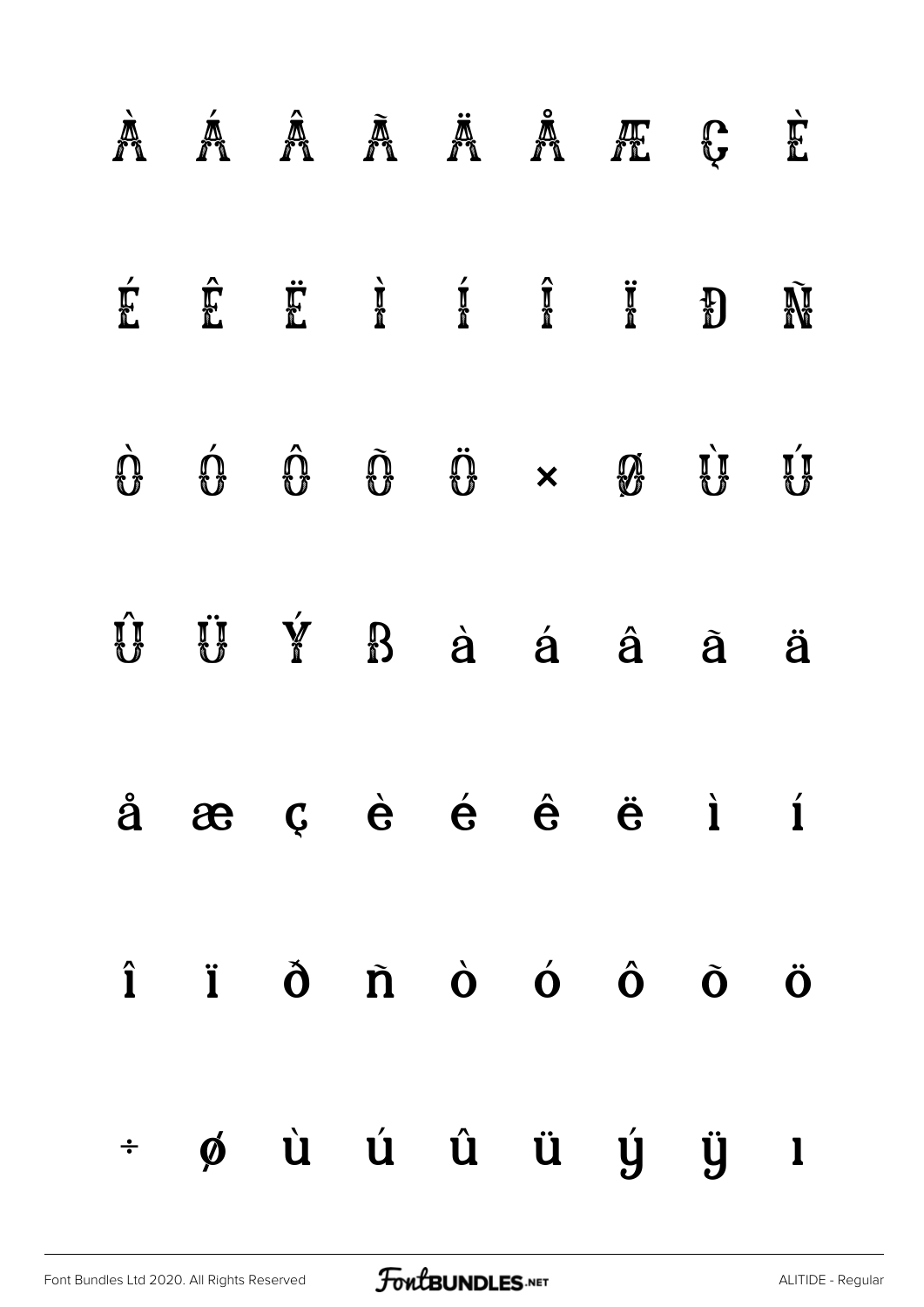À Á Â Ã Ä Å Æ Ç È

É Ê Ë Ì Í Î Ï Ð Ñ

Ò Ó Ô Õ Ö × Ø Ù Ú

Û Ü Ý ß à á â ã ä

å æ ç è é ê ë ì í

î ï ð ñ ò ó ô õ ö

÷ ø ù ú û ü ý ÿ ı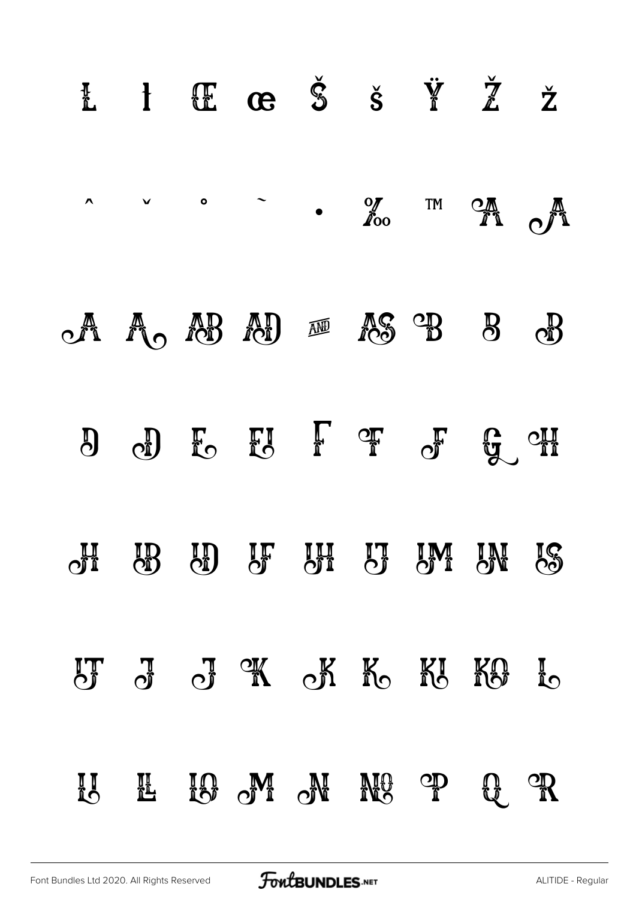Ł ł Œ œ Š š Ÿ Ž ž

^ ˇ ° ˜ • ‰ ™ A A

A A AB AD AND AS B B B

D D E EI F F F G H

H IB ID IF IH IJ IM IN IS

IT J J K K K KI KO L

LI L LO M N NO P Q R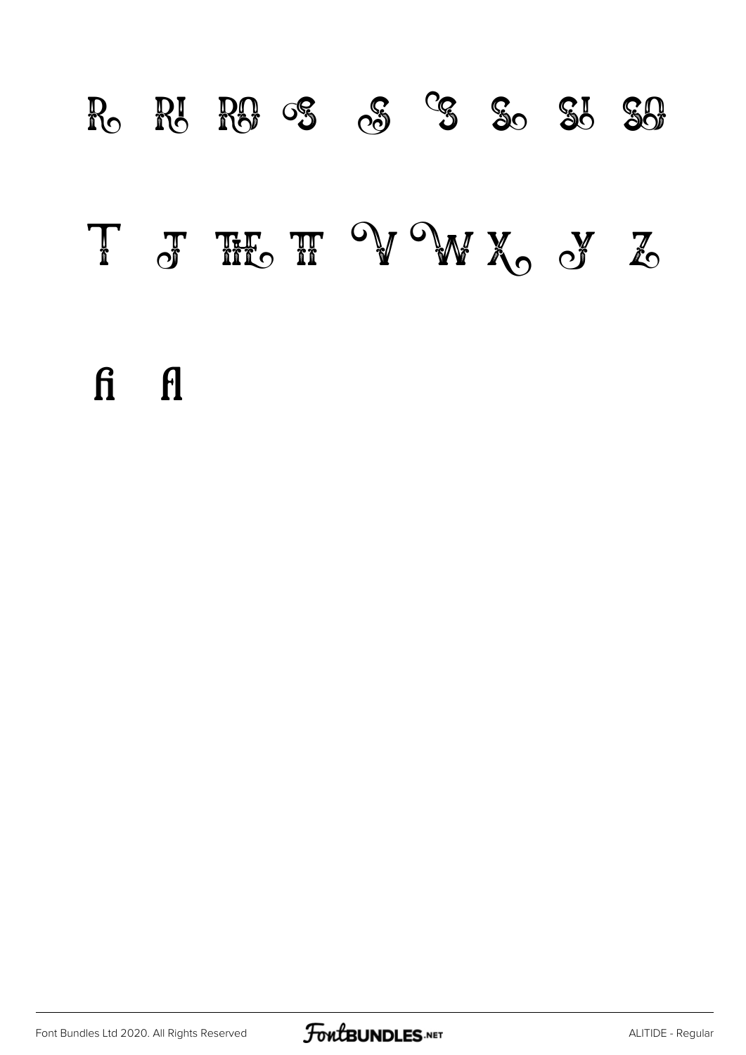R RI RO S S S S SI SO

T T TH TT V W X Y Z

fi fl